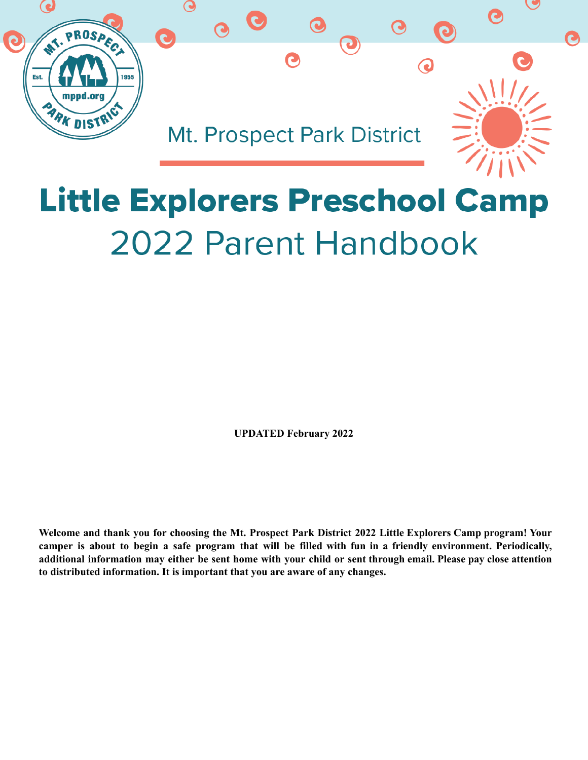Mt. Prospect Park District

# Little Explorers Preschool Camp

## 2022 Parent Handbook

**UPDATED February 2022**

**Welcome and thank you for choosing the Mt. Prospect Park District 2022 Little Explorers Camp program! Your camper is about to begin a safe program that will be filled with fun in a friendly environment. Periodically, additional information may either be sent home with your child or sent through email. Please pay close attention to distributed information. It is important that you are aware of any changes.**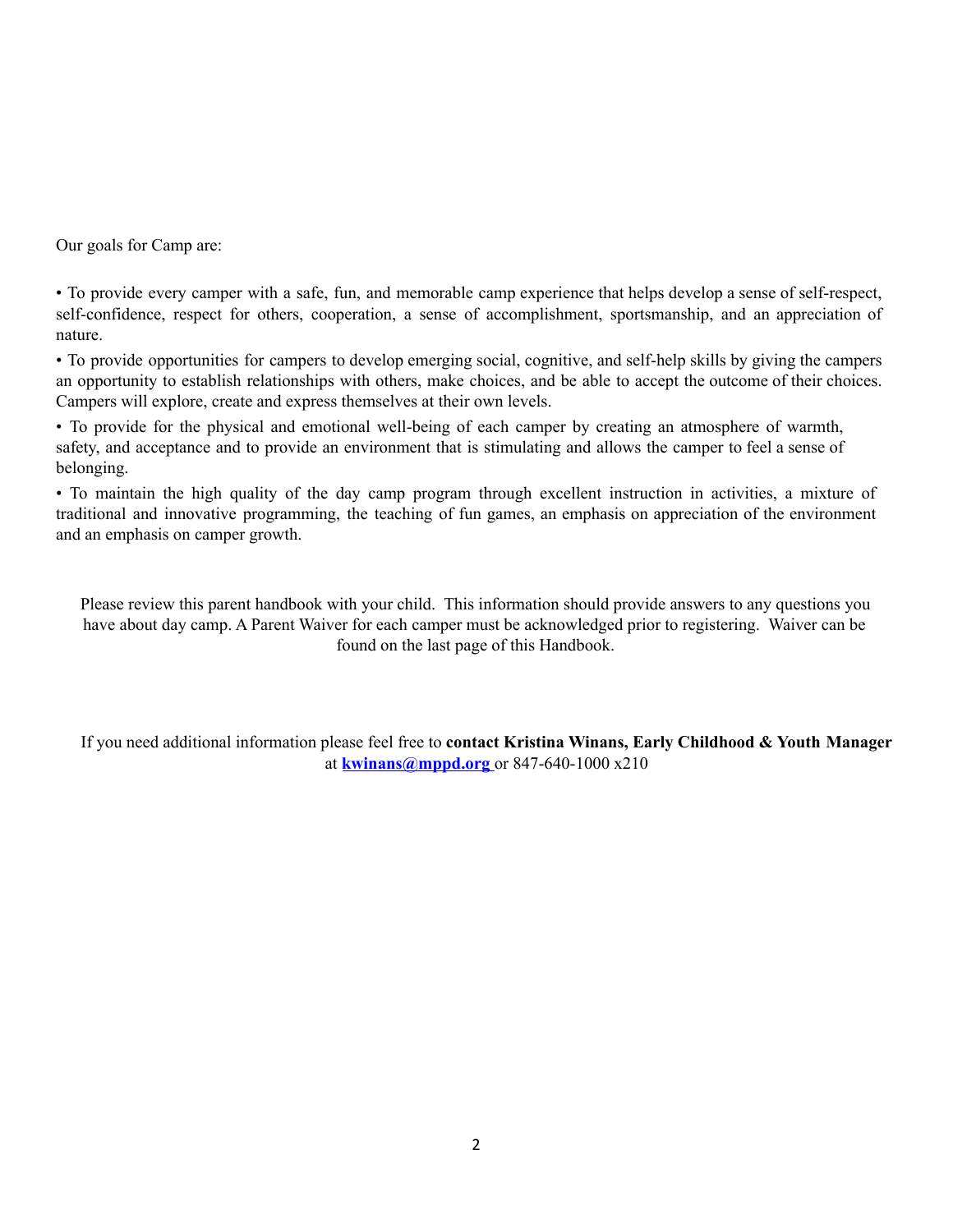Our goals for Camp are:

- To provide every camper with a safe, fun, and memorable camp experience that helps develop a sense of self-respect, self-confidence, respect for others, cooperation, a sense of accomplishment, sportsmanship, and an appreciation of nature.
- To provide opportunities for campers to develop emerging social, cognitive, and self-help skills by giving the campers an opportunity to establish relationships with others, make choices, and be able to accept the outcome of their choices. Campers will explore, create and express themselves at their own levels.
- To provide for the physical and emotional well-being of each camper by creating an atmosphere of warmth, safety, and acceptance and to provide an environment that is stimulating and allows the camper to feel a sense of belonging.
- To maintain the high quality of the day camp program through excellent instruction in activities, a mixture of traditional and innovative programming, the teaching of fun games, an emphasis on appreciation of the environment and an emphasis on camper growth.

Please review this parent handbook with your child. This information should provide answers to any questions you have about day camp. A Parent Waiver for each camper must be acknowledged prior to registering. Waiver can be found on the last page of this Handbook.

If you need additional information please feel free to **contact Kristina Winans, Early Childhood & Youth Manager** at **kwinans@mppd.org** or 847-640-1000 x210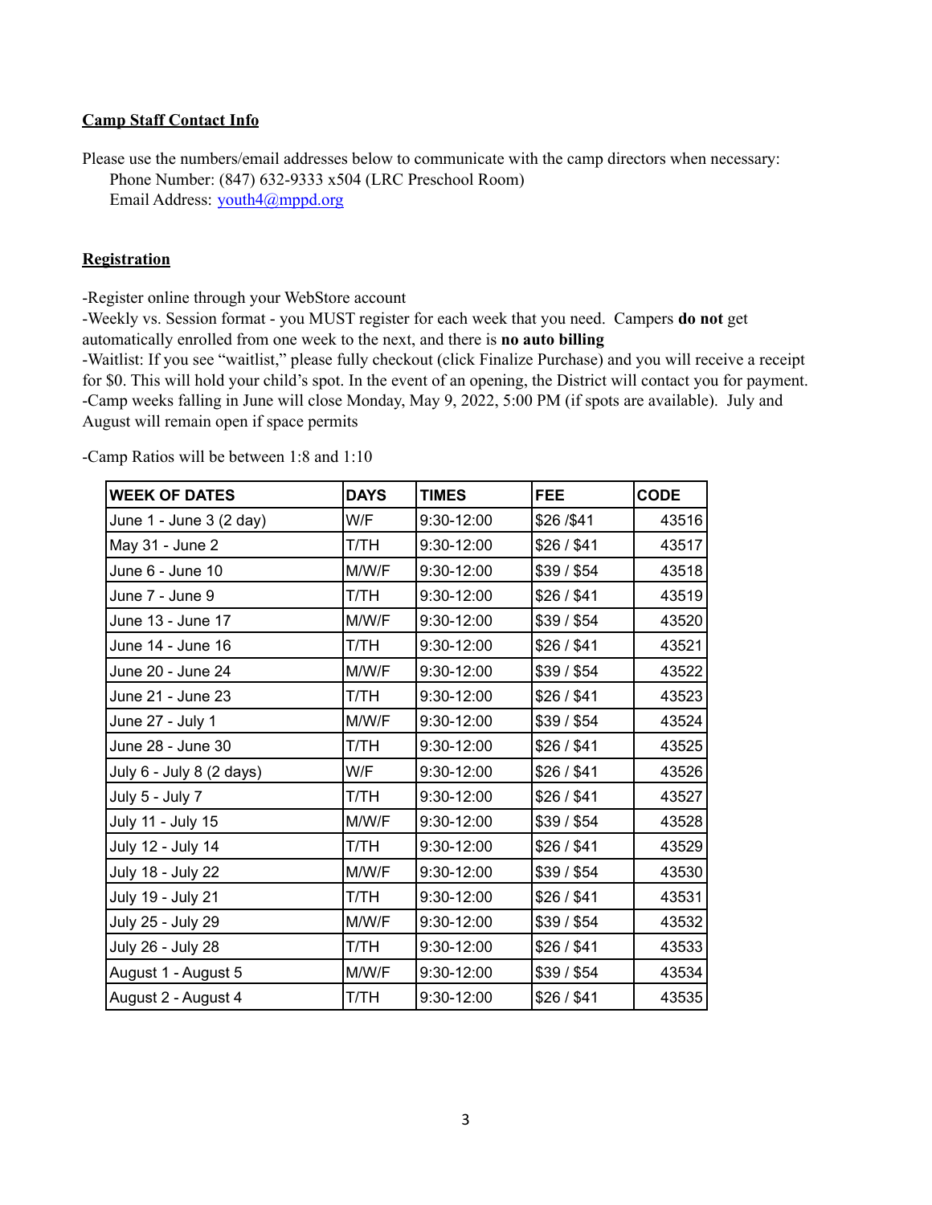## Camp Staff Contact Info

Please use the numbers/email addresses below to communicate with the camp directors when necessary:

Phone Number: (847) 632-9333 x504 (LRC Preschool Room)
Email Address: youth4@mppd.org

## Registration

-Register online through your WebStore account

-Weekly vs. Session format - you MUST register for each week that you need. Campers **do not** get automatically enrolled from one week to the next, and there is **no auto billing**

-Waitlist: If you see "waitlist," please fully checkout (click Finalize Purchase) and you will receive a receipt for $0. This will hold your child's spot. In the event of an opening, the District will contact you for payment.

-Camp weeks falling in June will close Monday, May 9, 2022, 5:00 PM (if spots are available). July and August will remain open if space permits

-Camp Ratios will be between 1:8 and 1:10

| WEEK OF DATES | DAYS | TIMES | FEE | CODE |
|---|---|---|---|---|
| June 1 - June 3 (2 day) | W/F | 9:30-12:00 | $26 /$41 | 43516 |
| May 31 - June 2 | T/TH | 9:30-12:00 | $26 / $41 | 43517 |
| June 6 - June 10 | M/W/F | 9:30-12:00 | $39 / $54 | 43518 |
| June 7 - June 9 | T/TH | 9:30-12:00 | $26 / $41 | 43519 |
| June 13 - June 17 | M/W/F | 9:30-12:00 | $39 / $54 | 43520 |
| June 14 - June 16 | T/TH | 9:30-12:00 | $26 / $41 | 43521 |
| June 20 - June 24 | M/W/F | 9:30-12:00 | $39 / $54 | 43522 |
| June 21 - June 23 | T/TH | 9:30-12:00 | $26 / $41 | 43523 |
| June 27 - July 1 | M/W/F | 9:30-12:00 | $39 / $54 | 43524 |
| June 28 - June 30 | T/TH | 9:30-12:00 | $26 / $41 | 43525 |
| July 6 - July 8 (2 days) | W/F | 9:30-12:00 | $26 / $41 | 43526 |
| July 5 - July 7 | T/TH | 9:30-12:00 | $26 / $41 | 43527 |
| July 11 - July 15 | M/W/F | 9:30-12:00 | $39 / $54 | 43528 |
| July 12 - July 14 | T/TH | 9:30-12:00 | $26 / $41 | 43529 |
| July 18 - July 22 | M/W/F | 9:30-12:00 | $39 / $54 | 43530 |
| July 19 - July 21 | T/TH | 9:30-12:00 | $26 / $41 | 43531 |
| July 25 - July 29 | M/W/F | 9:30-12:00 | $39 / $54 | 43532 |
| July 26 - July 28 | T/TH | 9:30-12:00 | $26 / $41 | 43533 |
| August 1 - August 5 | M/W/F | 9:30-12:00 | $39 / $54 | 43534 |
| August 2 - August 4 | T/TH | 9:30-12:00 | $26 / $41 | 43535 |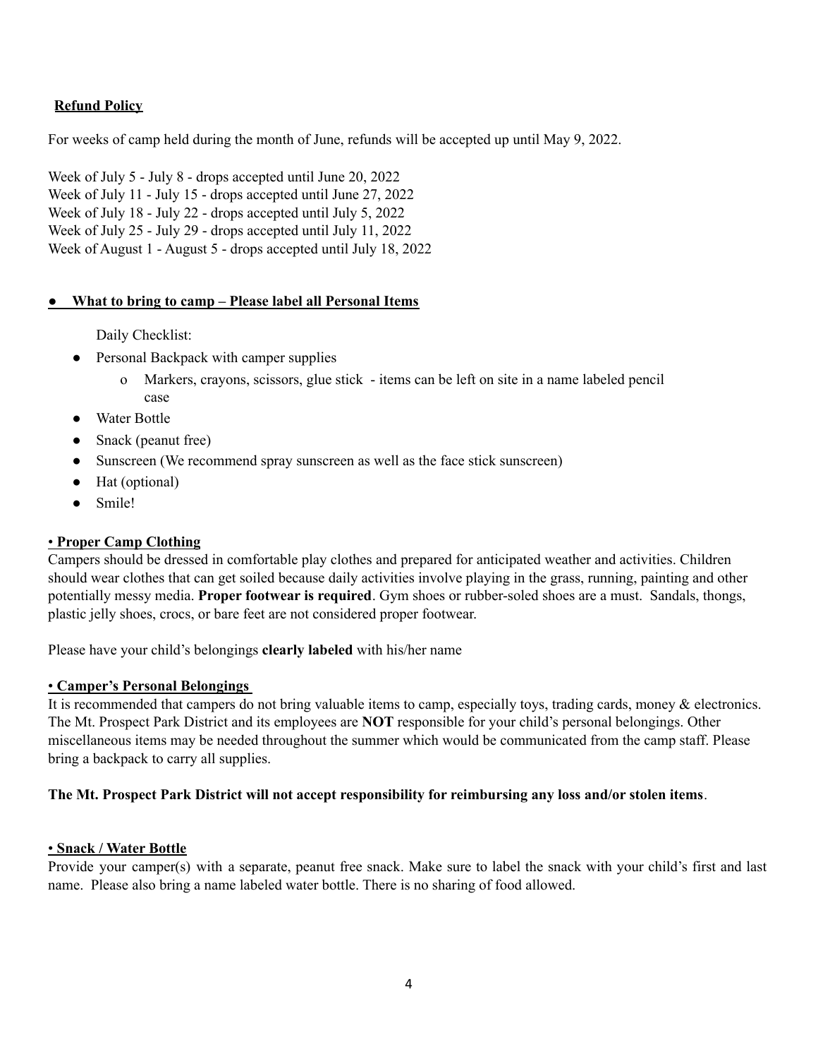## Refund Policy

For weeks of camp held during the month of June, refunds will be accepted up until May 9, 2022.

Week of July 5 - July 8 - drops accepted until June 20, 2022
Week of July 11 - July 15 - drops accepted until June 27, 2022
Week of July 18 - July 22 - drops accepted until July 5, 2022
Week of July 25 - July 29 - drops accepted until July 11, 2022
Week of August 1 - August 5 - drops accepted until July 18, 2022

## • What to bring to camp – Please label all Personal Items

Daily Checklist:

- Personal Backpack with camper supplies
  - Markers, crayons, scissors, glue stick - items can be left on site in a name labeled pencil case
- Water Bottle
- Snack (peanut free)
- Sunscreen (We recommend spray sunscreen as well as the face stick sunscreen)
- Hat (optional)
- Smile!

## • Proper Camp Clothing

Campers should be dressed in comfortable play clothes and prepared for anticipated weather and activities. Children should wear clothes that can get soiled because daily activities involve playing in the grass, running, painting and other potentially messy media. **Proper footwear is required**. Gym shoes or rubber-soled shoes are a must. Sandals, thongs, plastic jelly shoes, crocs, or bare feet are not considered proper footwear.

Please have your child's belongings **clearly labeled** with his/her name

## • Camper's Personal Belongings

It is recommended that campers do not bring valuable items to camp, especially toys, trading cards, money & electronics. The Mt. Prospect Park District and its employees are **NOT** responsible for your child's personal belongings. Other miscellaneous items may be needed throughout the summer which would be communicated from the camp staff. Please bring a backpack to carry all supplies.

**The Mt. Prospect Park District will not accept responsibility for reimbursing any loss and/or stolen items**.

## • Snack / Water Bottle

Provide your camper(s) with a separate, peanut free snack. Make sure to label the snack with your child's first and last name. Please also bring a name labeled water bottle. There is no sharing of food allowed.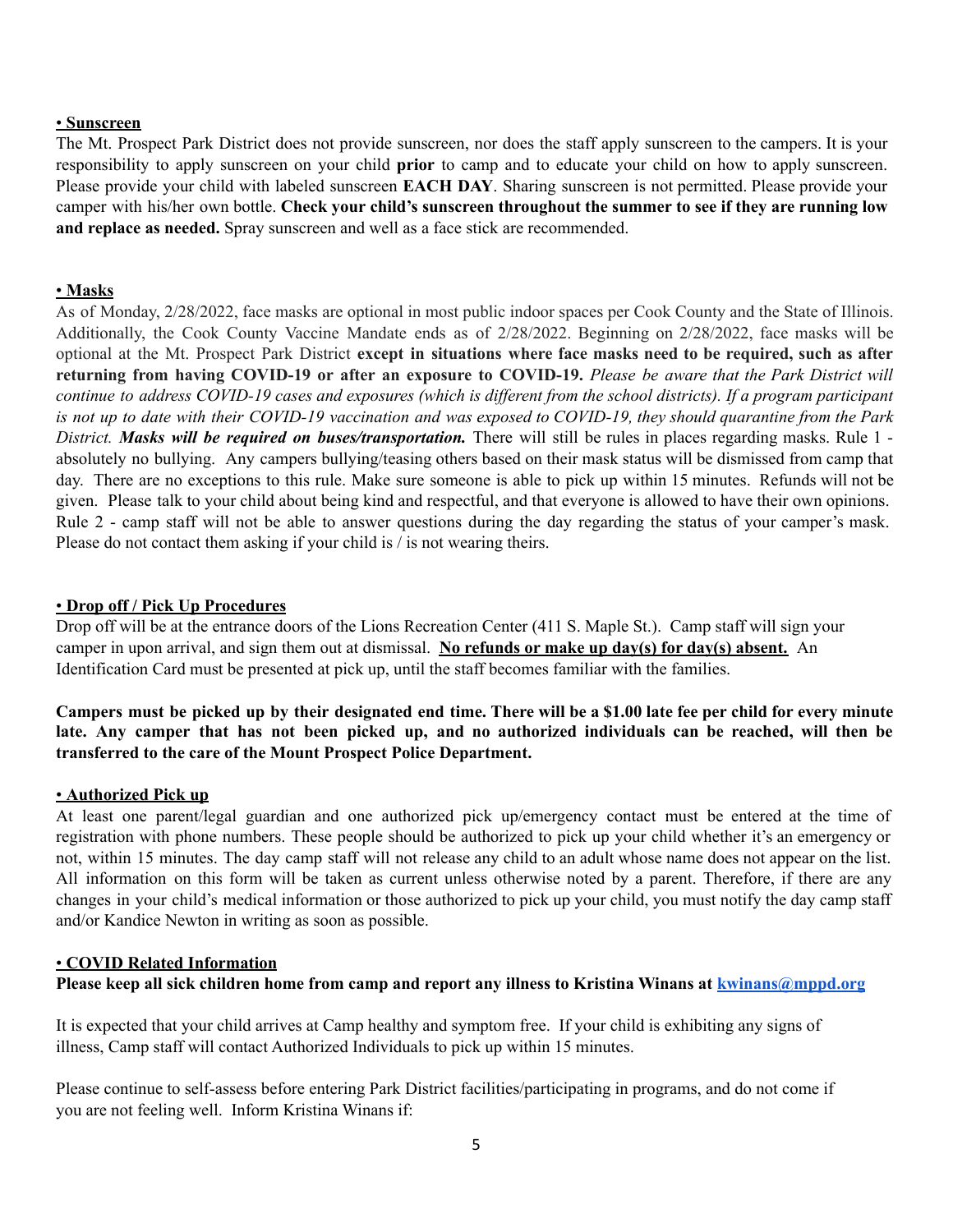**• Sunscreen**

The Mt. Prospect Park District does not provide sunscreen, nor does the staff apply sunscreen to the campers. It is your responsibility to apply sunscreen on your child **prior** to camp and to educate your child on how to apply sunscreen. Please provide your child with labeled sunscreen **EACH DAY**. Sharing sunscreen is not permitted. Please provide your camper with his/her own bottle. **Check your child's sunscreen throughout the summer to see if they are running low and replace as needed.** Spray sunscreen and well as a face stick are recommended.

**• Masks**

As of Monday, 2/28/2022, face masks are optional in most public indoor spaces per Cook County and the State of Illinois. Additionally, the Cook County Vaccine Mandate ends as of 2/28/2022. Beginning on 2/28/2022, face masks will be optional at the Mt. Prospect Park District **except in situations where face masks need to be required, such as after returning from having COVID-19 or after an exposure to COVID-19.** *Please be aware that the Park District will continue to address COVID-19 cases and exposures (which is different from the school districts). If a program participant is not up to date with their COVID-19 vaccination and was exposed to COVID-19, they should quarantine from the Park District.* ***Masks will be required on buses/transportation.*** There will still be rules in places regarding masks. Rule 1 - absolutely no bullying. Any campers bullying/teasing others based on their mask status will be dismissed from camp that day. There are no exceptions to this rule. Make sure someone is able to pick up within 15 minutes. Refunds will not be given. Please talk to your child about being kind and respectful, and that everyone is allowed to have their own opinions. Rule 2 - camp staff will not be able to answer questions during the day regarding the status of your camper's mask. Please do not contact them asking if your child is / is not wearing theirs.

**• Drop off / Pick Up Procedures**

Drop off will be at the entrance doors of the Lions Recreation Center (411 S. Maple St.). Camp staff will sign your camper in upon arrival, and sign them out at dismissal. **No refunds or make up day(s) for day(s) absent.** An Identification Card must be presented at pick up, until the staff becomes familiar with the families.

**Campers must be picked up by their designated end time. There will be a $1.00 late fee per child for every minute late. Any camper that has not been picked up, and no authorized individuals can be reached, will then be transferred to the care of the Mount Prospect Police Department.**

**• Authorized Pick up**

At least one parent/legal guardian and one authorized pick up/emergency contact must be entered at the time of registration with phone numbers. These people should be authorized to pick up your child whether it's an emergency or not, within 15 minutes. The day camp staff will not release any child to an adult whose name does not appear on the list. All information on this form will be taken as current unless otherwise noted by a parent. Therefore, if there are any changes in your child's medical information or those authorized to pick up your child, you must notify the day camp staff and/or Kandice Newton in writing as soon as possible.

**• COVID Related Information**

**Please keep all sick children home from camp and report any illness to Kristina Winans at kwinans@mppd.org**

It is expected that your child arrives at Camp healthy and symptom free. If your child is exhibiting any signs of illness, Camp staff will contact Authorized Individuals to pick up within 15 minutes.

Please continue to self-assess before entering Park District facilities/participating in programs, and do not come if you are not feeling well. Inform Kristina Winans if: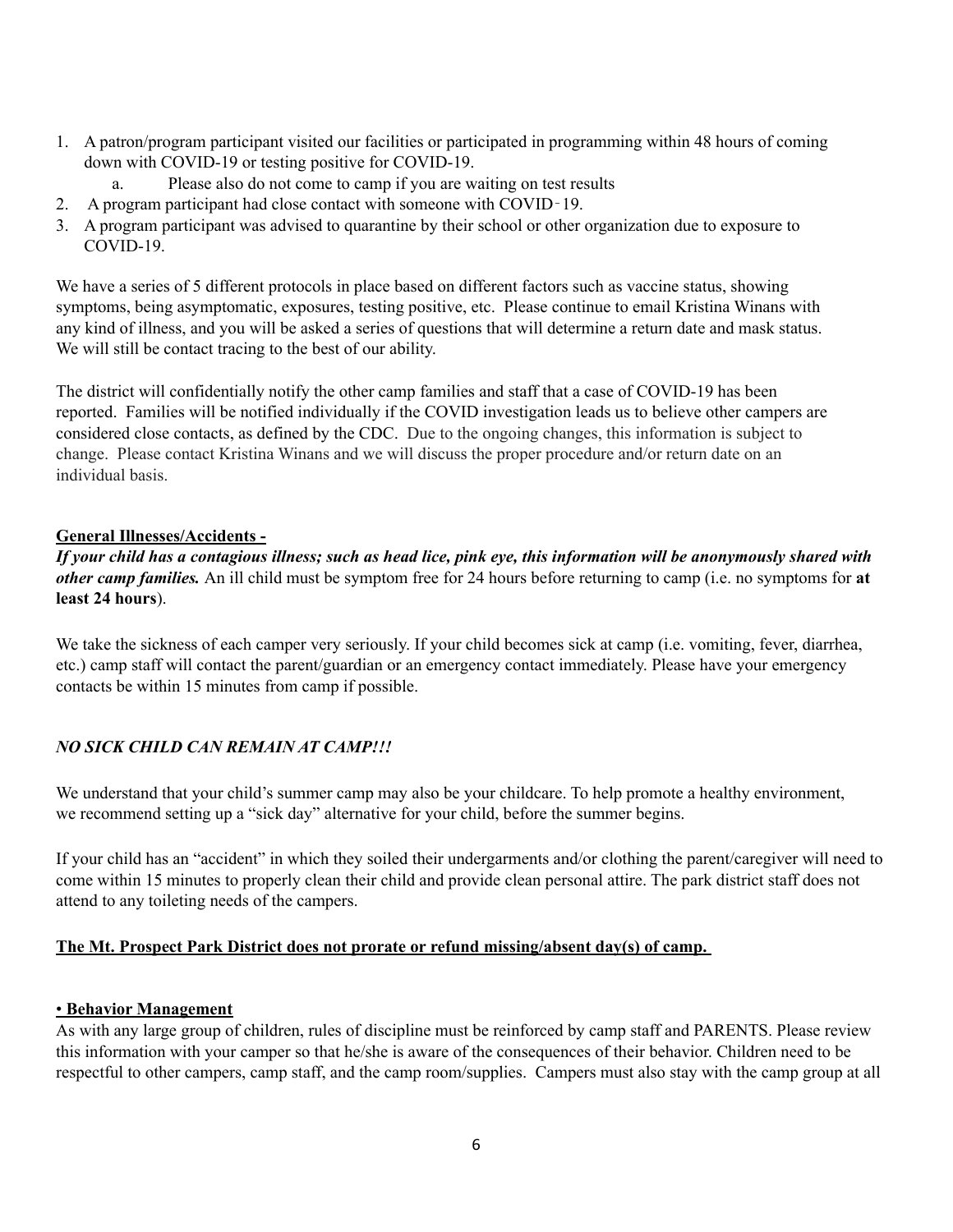1. A patron/program participant visited our facilities or participated in programming within 48 hours of coming down with COVID-19 or testing positive for COVID-19.
   a. Please also do not come to camp if you are waiting on test results
2. A program participant had close contact with someone with COVID‑19.
3. A program participant was advised to quarantine by their school or other organization due to exposure to COVID-19.

We have a series of 5 different protocols in place based on different factors such as vaccine status, showing symptoms, being asymptomatic, exposures, testing positive, etc. Please continue to email Kristina Winans with any kind of illness, and you will be asked a series of questions that will determine a return date and mask status. We will still be contact tracing to the best of our ability.

The district will confidentially notify the other camp families and staff that a case of COVID-19 has been reported. Families will be notified individually if the COVID investigation leads us to believe other campers are considered close contacts, as defined by the CDC. Due to the ongoing changes, this information is subject to change. Please contact Kristina Winans and we will discuss the proper procedure and/or return date on an individual basis.

**General Illnesses/Accidents -**

***If your child has a contagious illness; such as head lice, pink eye, this information will be anonymously shared with other camp families.*** An ill child must be symptom free for 24 hours before returning to camp (i.e. no symptoms for **at least 24 hours**).

We take the sickness of each camper very seriously. If your child becomes sick at camp (i.e. vomiting, fever, diarrhea, etc.) camp staff will contact the parent/guardian or an emergency contact immediately. Please have your emergency contacts be within 15 minutes from camp if possible.

***NO SICK CHILD CAN REMAIN AT CAMP!!!***

We understand that your child's summer camp may also be your childcare. To help promote a healthy environment, we recommend setting up a "sick day" alternative for your child, before the summer begins.

If your child has an "accident" in which they soiled their undergarments and/or clothing the parent/caregiver will need to come within 15 minutes to properly clean their child and provide clean personal attire. The park district staff does not attend to any toileting needs of the campers.

**The Mt. Prospect Park District does not prorate or refund missing/absent day(s) of camp.**

**• Behavior Management**

As with any large group of children, rules of discipline must be reinforced by camp staff and PARENTS. Please review this information with your camper so that he/she is aware of the consequences of their behavior. Children need to be respectful to other campers, camp staff, and the camp room/supplies. Campers must also stay with the camp group at all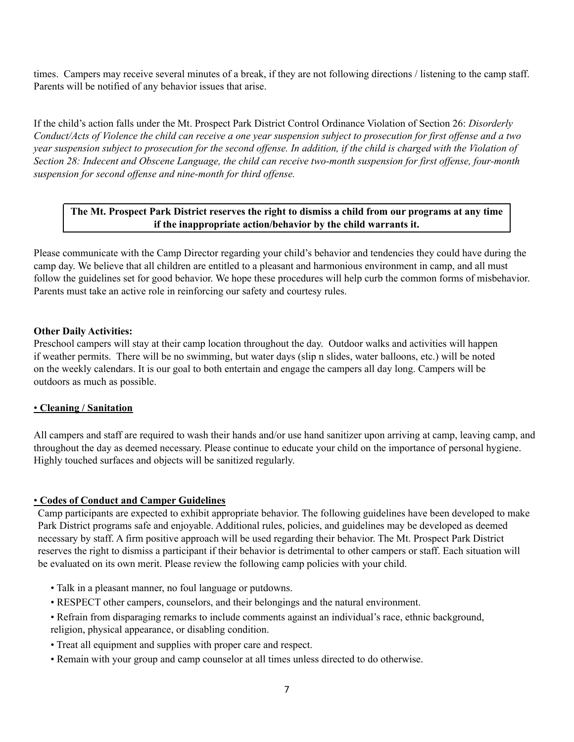times. Campers may receive several minutes of a break, if they are not following directions / listening to the camp staff. Parents will be notified of any behavior issues that arise.

If the child's action falls under the Mt. Prospect Park District Control Ordinance Violation of Section 26: *Disorderly Conduct/Acts of Violence the child can receive a one year suspension subject to prosecution for first offense and a two year suspension subject to prosecution for the second offense. In addition, if the child is charged with the Violation of Section 28: Indecent and Obscene Language, the child can receive two-month suspension for first offense, four-month suspension for second offense and nine-month for third offense.*

**The Mt. Prospect Park District reserves the right to dismiss a child from our programs at any time if the inappropriate action/behavior by the child warrants it.**

Please communicate with the Camp Director regarding your child's behavior and tendencies they could have during the camp day. We believe that all children are entitled to a pleasant and harmonious environment in camp, and all must follow the guidelines set for good behavior. We hope these procedures will help curb the common forms of misbehavior. Parents must take an active role in reinforcing our safety and courtesy rules.

**Other Daily Activities:**
Preschool campers will stay at their camp location throughout the day. Outdoor walks and activities will happen if weather permits. There will be no swimming, but water days (slip n slides, water balloons, etc.) will be noted on the weekly calendars. It is our goal to both entertain and engage the campers all day long. Campers will be outdoors as much as possible.

**• Cleaning / Sanitation**

All campers and staff are required to wash their hands and/or use hand sanitizer upon arriving at camp, leaving camp, and throughout the day as deemed necessary. Please continue to educate your child on the importance of personal hygiene. Highly touched surfaces and objects will be sanitized regularly.

**• Codes of Conduct and Camper Guidelines**

Camp participants are expected to exhibit appropriate behavior. The following guidelines have been developed to make Park District programs safe and enjoyable. Additional rules, policies, and guidelines may be developed as deemed necessary by staff. A firm positive approach will be used regarding their behavior. The Mt. Prospect Park District reserves the right to dismiss a participant if their behavior is detrimental to other campers or staff. Each situation will be evaluated on its own merit. Please review the following camp policies with your child.

- Talk in a pleasant manner, no foul language or putdowns.
- RESPECT other campers, counselors, and their belongings and the natural environment.
- Refrain from disparaging remarks to include comments against an individual's race, ethnic background, religion, physical appearance, or disabling condition.
- Treat all equipment and supplies with proper care and respect.
- Remain with your group and camp counselor at all times unless directed to do otherwise.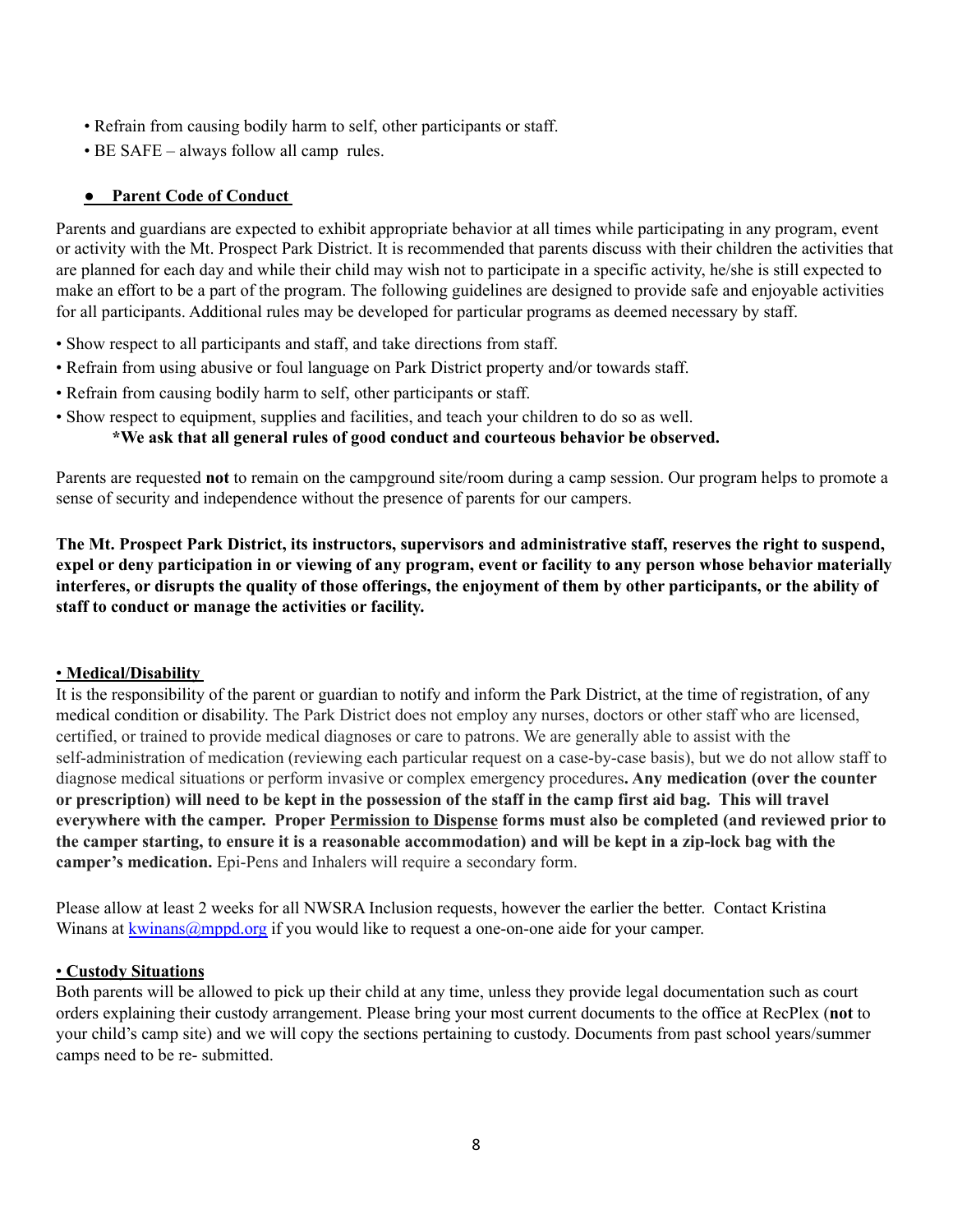- Refrain from causing bodily harm to self, other participants or staff.
- BE SAFE – always follow all camp rules.

## ● **Parent Code of Conduct**

Parents and guardians are expected to exhibit appropriate behavior at all times while participating in any program, event or activity with the Mt. Prospect Park District. It is recommended that parents discuss with their children the activities that are planned for each day and while their child may wish not to participate in a specific activity, he/she is still expected to make an effort to be a part of the program. The following guidelines are designed to provide safe and enjoyable activities for all participants. Additional rules may be developed for particular programs as deemed necessary by staff.

- Show respect to all participants and staff, and take directions from staff.
- Refrain from using abusive or foul language on Park District property and/or towards staff.
- Refrain from causing bodily harm to self, other participants or staff.
- Show respect to equipment, supplies and facilities, and teach your children to do so as well.

**\*We ask that all general rules of good conduct and courteous behavior be observed.**

Parents are requested **not** to remain on the campground site/room during a camp session. Our program helps to promote a sense of security and independence without the presence of parents for our campers.

**The Mt. Prospect Park District, its instructors, supervisors and administrative staff, reserves the right to suspend, expel or deny participation in or viewing of any program, event or facility to any person whose behavior materially interferes, or disrupts the quality of those offerings, the enjoyment of them by other participants, or the ability of staff to conduct or manage the activities or facility.**

## • **Medical/Disability**

It is the responsibility of the parent or guardian to notify and inform the Park District, at the time of registration, of any medical condition or disability. The Park District does not employ any nurses, doctors or other staff who are licensed, certified, or trained to provide medical diagnoses or care to patrons. We are generally able to assist with the self-administration of medication (reviewing each particular request on a case-by-case basis), but we do not allow staff to diagnose medical situations or perform invasive or complex emergency procedures**. Any medication (over the counter or prescription) will need to be kept in the possession of the staff in the camp first aid bag. This will travel everywhere with the camper. Proper Permission to Dispense forms must also be completed (and reviewed prior to the camper starting, to ensure it is a reasonable accommodation) and will be kept in a zip-lock bag with the camper's medication.** Epi-Pens and Inhalers will require a secondary form.

Please allow at least 2 weeks for all NWSRA Inclusion requests, however the earlier the better. Contact Kristina Winans at kwinans@mppd.org if you would like to request a one-on-one aide for your camper.

## • **Custody Situations**

Both parents will be allowed to pick up their child at any time, unless they provide legal documentation such as court orders explaining their custody arrangement. Please bring your most current documents to the office at RecPlex (**not** to your child's camp site) and we will copy the sections pertaining to custody. Documents from past school years/summer camps need to be re- submitted.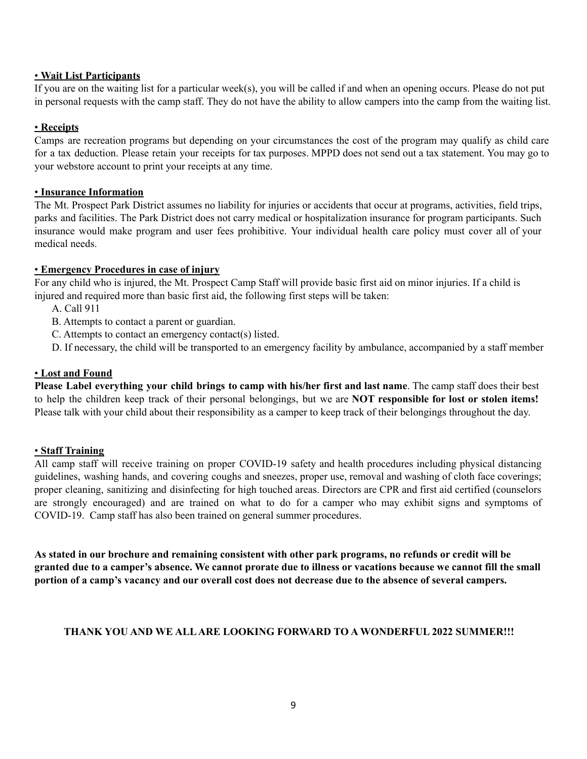**• Wait List Participants**

If you are on the waiting list for a particular week(s), you will be called if and when an opening occurs. Please do not put in personal requests with the camp staff. They do not have the ability to allow campers into the camp from the waiting list.

**• Receipts**

Camps are recreation programs but depending on your circumstances the cost of the program may qualify as child care for a tax deduction. Please retain your receipts for tax purposes. MPPD does not send out a tax statement. You may go to your webstore account to print your receipts at any time.

**• Insurance Information**

The Mt. Prospect Park District assumes no liability for injuries or accidents that occur at programs, activities, field trips, parks and facilities. The Park District does not carry medical or hospitalization insurance for program participants. Such insurance would make program and user fees prohibitive. Your individual health care policy must cover all of your medical needs.

**• Emergency Procedures in case of injury**

For any child who is injured, the Mt. Prospect Camp Staff will provide basic first aid on minor injuries. If a child is injured and required more than basic first aid, the following first steps will be taken:

A. Call 911
B. Attempts to contact a parent or guardian.
C. Attempts to contact an emergency contact(s) listed.
D. If necessary, the child will be transported to an emergency facility by ambulance, accompanied by a staff member

**• Lost and Found**

**Please Label everything your child brings to camp with his/her first and last name**. The camp staff does their best to help the children keep track of their personal belongings, but we are **NOT responsible for lost or stolen items!** Please talk with your child about their responsibility as a camper to keep track of their belongings throughout the day.

**• Staff Training**

All camp staff will receive training on proper COVID-19 safety and health procedures including physical distancing guidelines, washing hands, and covering coughs and sneezes, proper use, removal and washing of cloth face coverings; proper cleaning, sanitizing and disinfecting for high touched areas. Directors are CPR and first aid certified (counselors are strongly encouraged) and are trained on what to do for a camper who may exhibit signs and symptoms of COVID-19. Camp staff has also been trained on general summer procedures.

**As stated in our brochure and remaining consistent with other park programs, no refunds or credit will be granted due to a camper's absence. We cannot prorate due to illness or vacations because we cannot fill the small portion of a camp's vacancy and our overall cost does not decrease due to the absence of several campers.**

**THANK YOU AND WE ALL ARE LOOKING FORWARD TO A WONDERFUL 2022 SUMMER!!!**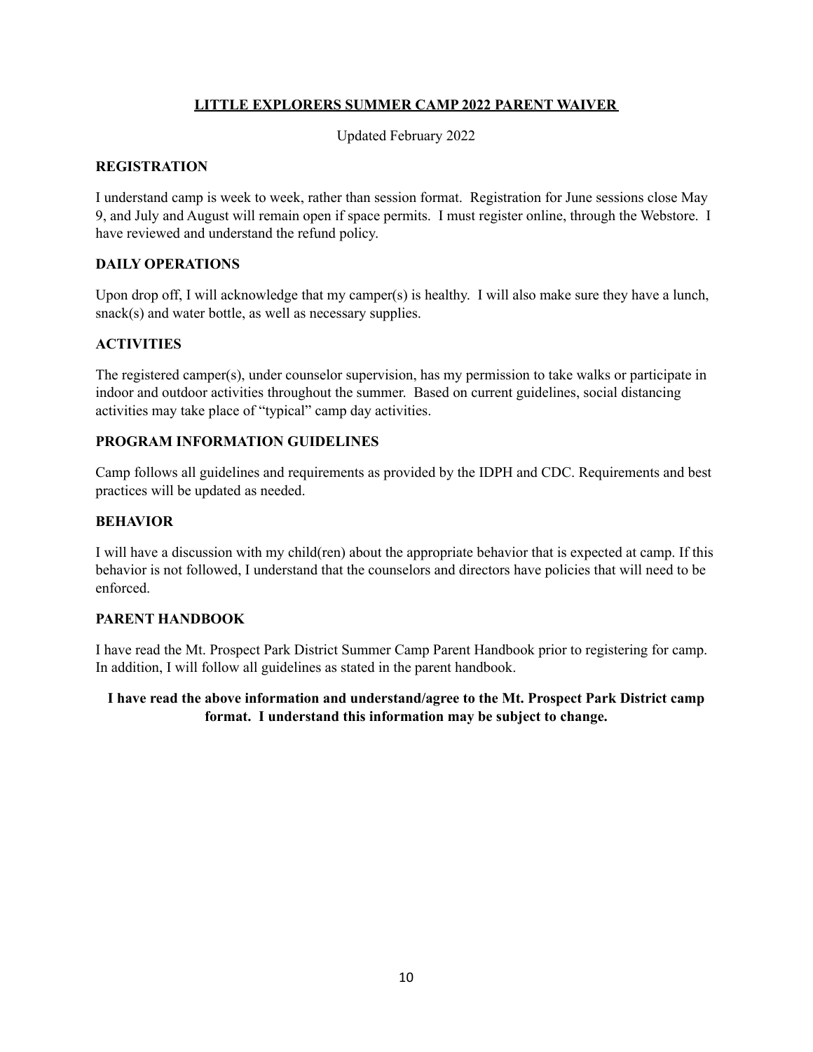# LITTLE EXPLORERS SUMMER CAMP 2022 PARENT WAIVER

Updated February 2022

## REGISTRATION

I understand camp is week to week, rather than session format. Registration for June sessions close May 9, and July and August will remain open if space permits. I must register online, through the Webstore. I have reviewed and understand the refund policy.

## DAILY OPERATIONS

Upon drop off, I will acknowledge that my camper(s) is healthy. I will also make sure they have a lunch, snack(s) and water bottle, as well as necessary supplies.

## ACTIVITIES

The registered camper(s), under counselor supervision, has my permission to take walks or participate in indoor and outdoor activities throughout the summer. Based on current guidelines, social distancing activities may take place of "typical" camp day activities.

## PROGRAM INFORMATION GUIDELINES

Camp follows all guidelines and requirements as provided by the IDPH and CDC. Requirements and best practices will be updated as needed.

## BEHAVIOR

I will have a discussion with my child(ren) about the appropriate behavior that is expected at camp. If this behavior is not followed, I understand that the counselors and directors have policies that will need to be enforced.

## PARENT HANDBOOK

I have read the Mt. Prospect Park District Summer Camp Parent Handbook prior to registering for camp. In addition, I will follow all guidelines as stated in the parent handbook.

**I have read the above information and understand/agree to the Mt. Prospect Park District camp format. I understand this information may be subject to change.**